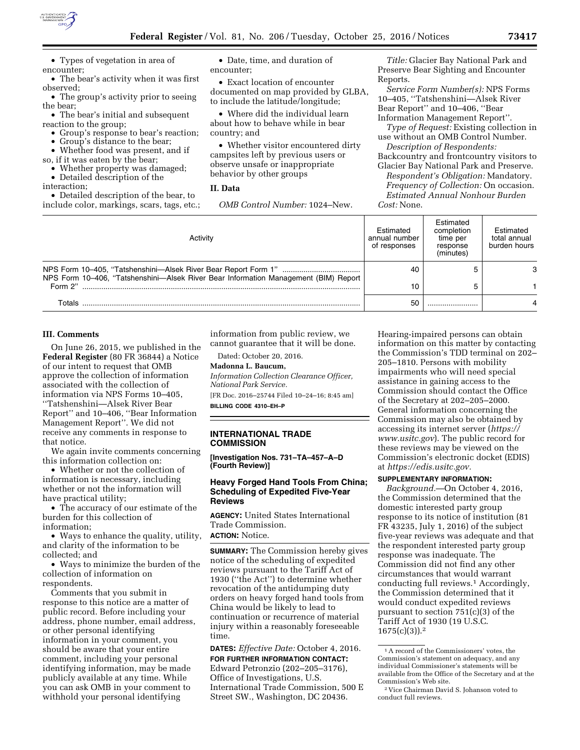- Types of vegetation in area of encounter;
- The bear's activity when it was first observed;
- The group's activity prior to seeing the bear;
- The bear's initial and subsequent reaction to the group;
- Group's response to bear's reaction;
- Group's distance to the bear;
- Whether food was present, and if so, if it was eaten by the bear;
- Whether property was damaged;
- Detailed description of the interaction;
- Detailed description of the bear, to include color, markings, scars, tags, etc.;
- Date, time, and duration of encounter;
- Exact location of encounter documented on map provided by GLBA, to include the latitude/longitude;
- Where did the individual learn about how to behave while in bear country; and
- Whether visitor encountered dirty campsites left by previous users or observe unsafe or inappropriate behavior by other groups

## II. Data

*OMB Control Number:* 1024–New.

*Title:* Glacier Bay National Park and Preserve Bear Sighting and Encounter Reports.

*Service Form Number(s):* NPS Forms 10–405, ''Tatshenshini—Alsek River Bear Report'' and 10–406, ''Bear Information Management Report''.

*Type of Request:* Existing collection in use without an OMB Control Number.

*Description of Respondents:* Backcountry and frontcountry visitors to Glacier Bay National Park and Preserve.

*Respondent's Obligation:* Mandatory.

*Frequency of Collection:* On occasion.

*Estimated Annual Nonhour Burden Cost:* None.

| Activity | Estimated annual number of responses | Estimated completion time per response (minutes) | Estimated total annual burden hours |
|---|---|---|---|
| NPS Form 10–405, ''Tatshenshini—Alsek River Bear Report Form 1'' | 40 | 5 | 3 |
| NPS Form 10–406, ''Tatshenshini—Alsek River Bear Information Management (BIM) Report Form 2'' | 10 | 5 | 1 |
| Totals | 50 | | 4 |

## III. Comments

On June 26, 2015, we published in the **Federal Register** (80 FR 36844) a Notice of our intent to request that OMB approve the collection of information associated with the collection of information via NPS Forms 10–405, ''Tatshenshini—Alsek River Bear Report'' and 10–406, ''Bear Information Management Report''. We did not receive any comments in response to that notice.

We again invite comments concerning this information collection on:

- Whether or not the collection of information is necessary, including whether or not the information will have practical utility;
- The accuracy of our estimate of the burden for this collection of information;
- Ways to enhance the quality, utility, and clarity of the information to be collected; and
- Ways to minimize the burden of the collection of information on respondents.

Comments that you submit in response to this notice are a matter of public record. Before including your address, phone number, email address, or other personal identifying information in your comment, you should be aware that your entire comment, including your personal identifying information, may be made publicly available at any time. While you can ask OMB in your comment to withhold your personal identifying information from public review, we cannot guarantee that it will be done.

Dated: October 20, 2016.

**Madonna L. Baucum,**

*Information Collection Clearance Officer, National Park Service.*

[FR Doc. 2016–25744 Filed 10–24–16; 8:45 am]

**BILLING CODE 4310–EH–P**

# INTERNATIONAL TRADE COMMISSION

**[Investigation Nos. 731–TA–457–A–D (Fourth Review)]**

## Heavy Forged Hand Tools From China; Scheduling of Expedited Five-Year Reviews

**AGENCY:** United States International Trade Commission.

**ACTION:** Notice.

**SUMMARY:** The Commission hereby gives notice of the scheduling of expedited reviews pursuant to the Tariff Act of 1930 (''the Act'') to determine whether revocation of the antidumping duty orders on heavy forged hand tools from China would be likely to lead to continuation or recurrence of material injury within a reasonably foreseeable time.

**DATES:** *Effective Date:* October 4, 2016.

**FOR FURTHER INFORMATION CONTACT:** Edward Petronzio (202–205–3176), Office of Investigations, U.S. International Trade Commission, 500 E Street SW., Washington, DC 20436. Hearing-impaired persons can obtain information on this matter by contacting the Commission's TDD terminal on 202–205–1810. Persons with mobility impairments who will need special assistance in gaining access to the Commission should contact the Office of the Secretary at 202–205–2000. General information concerning the Commission may also be obtained by accessing its internet server (*https://www.usitc.gov*). The public record for these reviews may be viewed on the Commission's electronic docket (EDIS) at *https://edis.usitc.gov.*

**SUPPLEMENTARY INFORMATION:**

*Background.*—On October 4, 2016, the Commission determined that the domestic interested party group response to its notice of institution (81 FR 43235, July 1, 2016) of the subject five-year reviews was adequate and that the respondent interested party group response was inadequate. The Commission did not find any other circumstances that would warrant conducting full reviews.[1] Accordingly, the Commission determined that it would conduct expedited reviews pursuant to section 751(c)(3) of the Tariff Act of 1930 (19 U.S.C. 1675(c)(3)).[2]

[1] A record of the Commissioners' votes, the Commission's statement on adequacy, and any individual Commissioner's statements will be available from the Office of the Secretary and at the Commission's Web site.

[2] Vice Chairman David S. Johanson voted to conduct full reviews.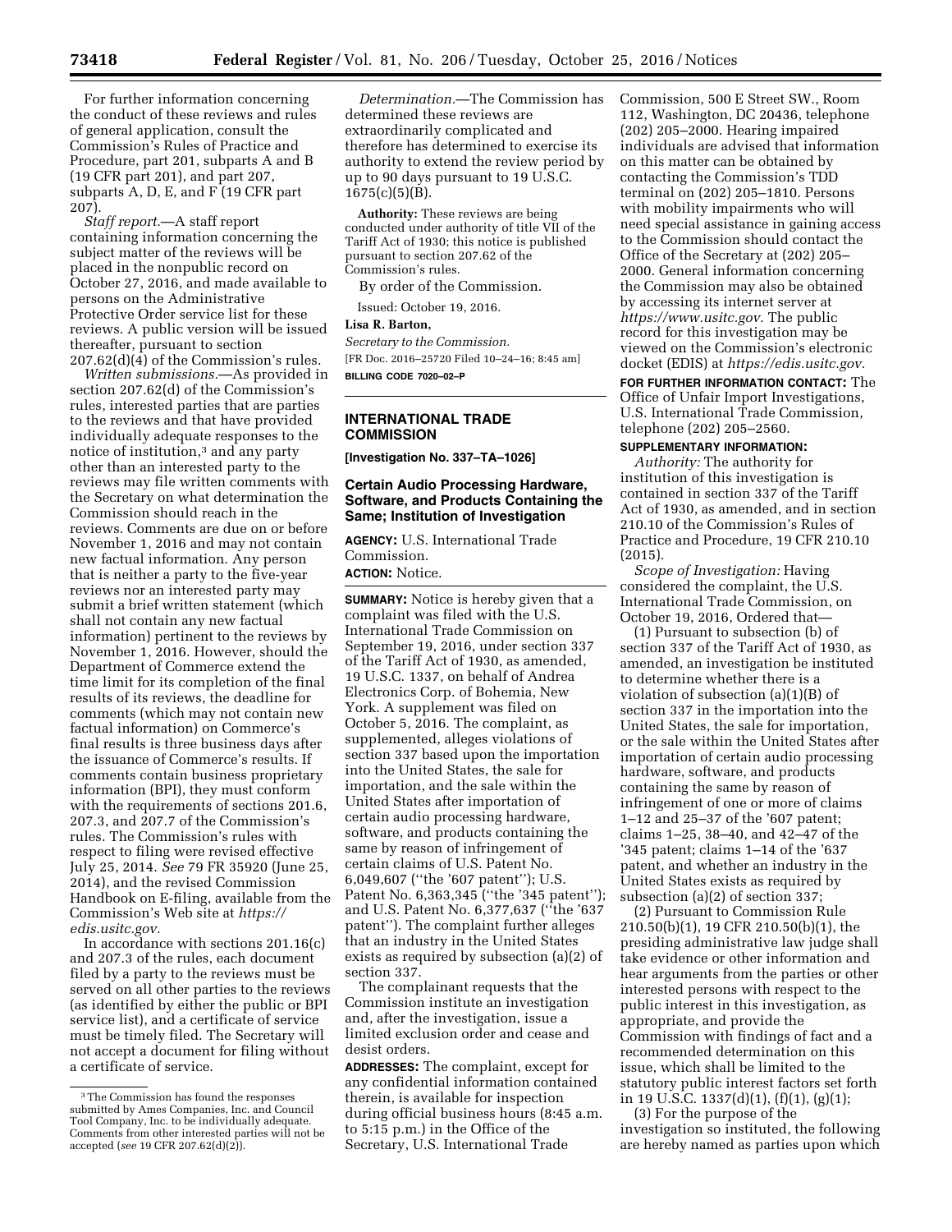For further information concerning the conduct of these reviews and rules of general application, consult the Commission's Rules of Practice and Procedure, part 201, subparts A and B (19 CFR part 201), and part 207, subparts A, D, E, and F (19 CFR part 207).

*Staff report.*—A staff report containing information concerning the subject matter of the reviews will be placed in the nonpublic record on October 27, 2016, and made available to persons on the Administrative Protective Order service list for these reviews. A public version will be issued thereafter, pursuant to section 207.62(d)(4) of the Commission's rules.

*Written submissions.*—As provided in section 207.62(d) of the Commission's rules, interested parties that are parties to the reviews and that have provided individually adequate responses to the notice of institution,[3] and any party other than an interested party to the reviews may file written comments with the Secretary on what determination the Commission should reach in the reviews. Comments are due on or before November 1, 2016 and may not contain new factual information. Any person that is neither a party to the five-year reviews nor an interested party may submit a brief written statement (which shall not contain any new factual information) pertinent to the reviews by November 1, 2016. However, should the Department of Commerce extend the time limit for its completion of the final results of its reviews, the deadline for comments (which may not contain new factual information) on Commerce's final results is three business days after the issuance of Commerce's results. If comments contain business proprietary information (BPI), they must conform with the requirements of sections 201.6, 207.3, and 207.7 of the Commission's rules. The Commission's rules with respect to filing were revised effective July 25, 2014. *See* 79 FR 35920 (June 25, 2014), and the revised Commission Handbook on E-filing, available from the Commission's Web site at *https://edis.usitc.gov.*

In accordance with sections 201.16(c) and 207.3 of the rules, each document filed by a party to the reviews must be served on all other parties to the reviews (as identified by either the public or BPI service list), and a certificate of service must be timely filed. The Secretary will not accept a document for filing without a certificate of service.

[3] The Commission has found the responses submitted by Ames Companies, Inc. and Council Tool Company, Inc. to be individually adequate. Comments from other interested parties will not be accepted (*see* 19 CFR 207.62(d)(2)).

*Determination.*—The Commission has determined these reviews are extraordinarily complicated and therefore has determined to exercise its authority to extend the review period by up to 90 days pursuant to 19 U.S.C. 1675(c)(5)(B).

**Authority:** These reviews are being conducted under authority of title VII of the Tariff Act of 1930; this notice is published pursuant to section 207.62 of the Commission's rules.

By order of the Commission.

Issued: October 19, 2016.

**Lisa R. Barton,**

*Secretary to the Commission.*

[FR Doc. 2016–25720 Filed 10–24–16; 8:45 am]

**BILLING CODE 7020–02–P**

## INTERNATIONAL TRADE COMMISSION

**[Investigation No. 337–TA–1026]**

### Certain Audio Processing Hardware, Software, and Products Containing the Same; Institution of Investigation

**AGENCY:** U.S. International Trade Commission.

**ACTION:** Notice.

**SUMMARY:** Notice is hereby given that a complaint was filed with the U.S. International Trade Commission on September 19, 2016, under section 337 of the Tariff Act of 1930, as amended, 19 U.S.C. 1337, on behalf of Andrea Electronics Corp. of Bohemia, New York. A supplement was filed on October 5, 2016. The complaint, as supplemented, alleges violations of section 337 based upon the importation into the United States, the sale for importation, and the sale within the United States after importation of certain audio processing hardware, software, and products containing the same by reason of infringement of certain claims of U.S. Patent No. 6,049,607 (''the '607 patent''); U.S. Patent No. 6,363,345 (''the '345 patent''); and U.S. Patent No. 6,377,637 (''the '637 patent''). The complaint further alleges that an industry in the United States exists as required by subsection (a)(2) of section 337.

The complainant requests that the Commission institute an investigation and, after the investigation, issue a limited exclusion order and cease and desist orders.

**ADDRESSES:** The complaint, except for any confidential information contained therein, is available for inspection during official business hours (8:45 a.m. to 5:15 p.m.) in the Office of the Secretary, U.S. International Trade Commission, 500 E Street SW., Room 112, Washington, DC 20436, telephone (202) 205–2000. Hearing impaired individuals are advised that information on this matter can be obtained by contacting the Commission's TDD terminal on (202) 205–1810. Persons with mobility impairments who will need special assistance in gaining access to the Commission should contact the Office of the Secretary at (202) 205–2000. General information concerning the Commission may also be obtained by accessing its internet server at *https://www.usitc.gov.* The public record for this investigation may be viewed on the Commission's electronic docket (EDIS) at *https://edis.usitc.gov.*

**FOR FURTHER INFORMATION CONTACT:** The Office of Unfair Import Investigations, U.S. International Trade Commission, telephone (202) 205–2560.

**SUPPLEMENTARY INFORMATION:**

*Authority:* The authority for institution of this investigation is contained in section 337 of the Tariff Act of 1930, as amended, and in section 210.10 of the Commission's Rules of Practice and Procedure, 19 CFR 210.10 (2015).

*Scope of Investigation:* Having considered the complaint, the U.S. International Trade Commission, on October 19, 2016, Ordered that—

(1) Pursuant to subsection (b) of section 337 of the Tariff Act of 1930, as amended, an investigation be instituted to determine whether there is a violation of subsection (a)(1)(B) of section 337 in the importation into the United States, the sale for importation, or the sale within the United States after importation of certain audio processing hardware, software, and products containing the same by reason of infringement of one or more of claims 1–12 and 25–37 of the '607 patent; claims 1–25, 38–40, and 42–47 of the '345 patent; claims 1–14 of the '637 patent, and whether an industry in the United States exists as required by subsection (a)(2) of section 337;

(2) Pursuant to Commission Rule 210.50(b)(1), 19 CFR 210.50(b)(1), the presiding administrative law judge shall take evidence or other information and hear arguments from the parties or other interested persons with respect to the public interest in this investigation, as appropriate, and provide the Commission with findings of fact and a recommended determination on this issue, which shall be limited to the statutory public interest factors set forth in 19 U.S.C. 1337(d)(1), (f)(1), (g)(1);

(3) For the purpose of the investigation so instituted, the following are hereby named as parties upon which